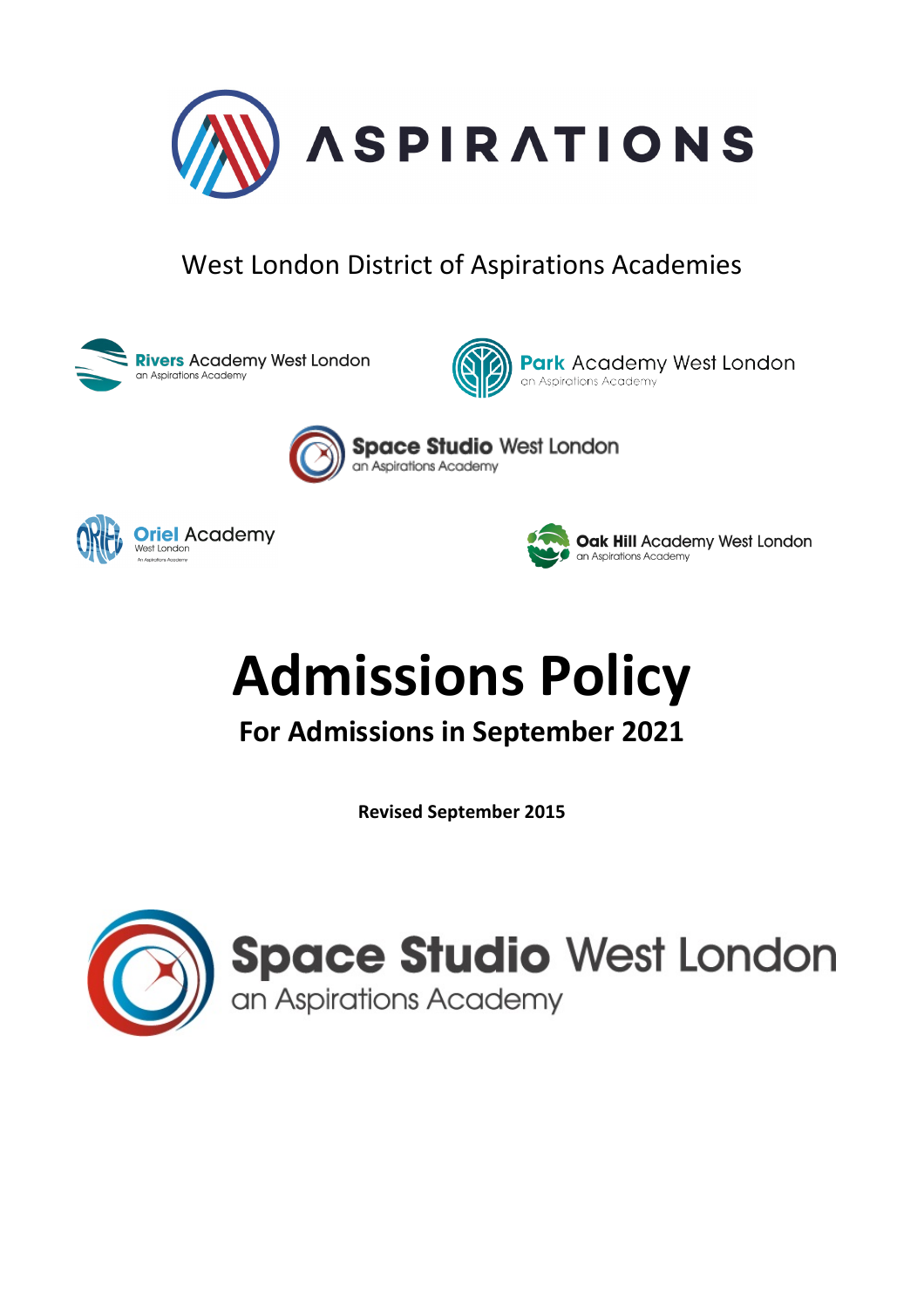ASPIRATIONS

West London District of Aspirations Academies

Rivers Academy West London
an Aspirations Academy

Park Academy West London
an Aspirations Academy

Space Studio West London
an Aspirations Academy

Oriel Academy
West London
An Aspirations Academy

Oak Hill Academy West London
an Aspirations Academy

# Admissions Policy

## For Admissions in September 2021

**Revised September 2015**

Space Studio West London
an Aspirations Academy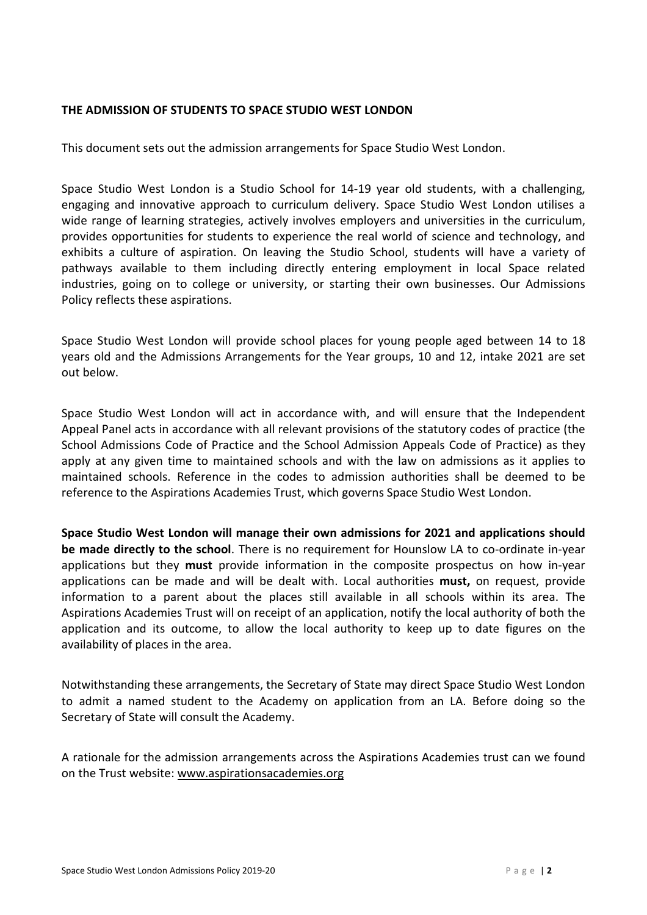## THE ADMISSION OF STUDENTS TO SPACE STUDIO WEST LONDON

This document sets out the admission arrangements for Space Studio West London.

Space Studio West London is a Studio School for 14-19 year old students, with a challenging, engaging and innovative approach to curriculum delivery. Space Studio West London utilises a wide range of learning strategies, actively involves employers and universities in the curriculum, provides opportunities for students to experience the real world of science and technology, and exhibits a culture of aspiration. On leaving the Studio School, students will have a variety of pathways available to them including directly entering employment in local Space related industries, going on to college or university, or starting their own businesses. Our Admissions Policy reflects these aspirations.

Space Studio West London will provide school places for young people aged between 14 to 18 years old and the Admissions Arrangements for the Year groups, 10 and 12, intake 2021 are set out below.

Space Studio West London will act in accordance with, and will ensure that the Independent Appeal Panel acts in accordance with all relevant provisions of the statutory codes of practice (the School Admissions Code of Practice and the School Admission Appeals Code of Practice) as they apply at any given time to maintained schools and with the law on admissions as it applies to maintained schools. Reference in the codes to admission authorities shall be deemed to be reference to the Aspirations Academies Trust, which governs Space Studio West London.

**Space Studio West London will manage their own admissions for 2021 and applications should be made directly to the school**. There is no requirement for Hounslow LA to co-ordinate in-year applications but they **must** provide information in the composite prospectus on how in-year applications can be made and will be dealt with. Local authorities **must,** on request, provide information to a parent about the places still available in all schools within its area. The Aspirations Academies Trust will on receipt of an application, notify the local authority of both the application and its outcome, to allow the local authority to keep up to date figures on the availability of places in the area.

Notwithstanding these arrangements, the Secretary of State may direct Space Studio West London to admit a named student to the Academy on application from an LA. Before doing so the Secretary of State will consult the Academy.

A rationale for the admission arrangements across the Aspirations Academies trust can we found on the Trust website: www.aspirationsacademies.org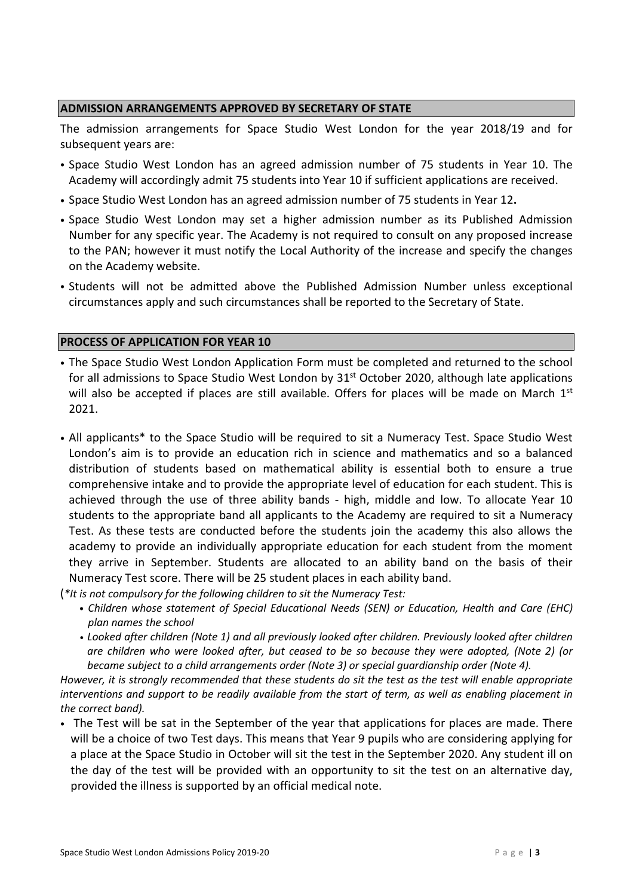## ADMISSION ARRANGEMENTS APPROVED BY SECRETARY OF STATE

The admission arrangements for Space Studio West London for the year 2018/19 and for subsequent years are:

- Space Studio West London has an agreed admission number of 75 students in Year 10. The Academy will accordingly admit 75 students into Year 10 if sufficient applications are received.
- Space Studio West London has an agreed admission number of 75 students in Year 12**.**
- Space Studio West London may set a higher admission number as its Published Admission Number for any specific year. The Academy is not required to consult on any proposed increase to the PAN; however it must notify the Local Authority of the increase and specify the changes on the Academy website.
- Students will not be admitted above the Published Admission Number unless exceptional circumstances apply and such circumstances shall be reported to the Secretary of State.

## PROCESS OF APPLICATION FOR YEAR 10

- The Space Studio West London Application Form must be completed and returned to the school for all admissions to Space Studio West London by 31st October 2020, although late applications will also be accepted if places are still available. Offers for places will be made on March 1st 2021.
- All applicants* to the Space Studio will be required to sit a Numeracy Test. Space Studio West London's aim is to provide an education rich in science and mathematics and so a balanced distribution of students based on mathematical ability is essential both to ensure a true comprehensive intake and to provide the appropriate level of education for each student. This is achieved through the use of three ability bands - high, middle and low. To allocate Year 10 students to the appropriate band all applicants to the Academy are required to sit a Numeracy Test. As these tests are conducted before the students join the academy this also allows the academy to provide an individually appropriate education for each student from the moment they arrive in September. Students are allocated to an ability band on the basis of their Numeracy Test score. There will be 25 student places in each ability band.

(*\*It is not compulsory for the following children to sit the Numeracy Test:*

- *Children whose statement of Special Educational Needs (SEN) or Education, Health and Care (EHC) plan names the school*
- *Looked after children (Note 1) and all previously looked after children. Previously looked after children are children who were looked after, but ceased to be so because they were adopted, (Note 2) (or became subject to a child arrangements order (Note 3) or special guardianship order (Note 4).*

*However, it is strongly recommended that these students do sit the test as the test will enable appropriate interventions and support to be readily available from the start of term, as well as enabling placement in the correct band).*

- The Test will be sat in the September of the year that applications for places are made. There will be a choice of two Test days. This means that Year 9 pupils who are considering applying for a place at the Space Studio in October will sit the test in the September 2020. Any student ill on the day of the test will be provided with an opportunity to sit the test on an alternative day, provided the illness is supported by an official medical note.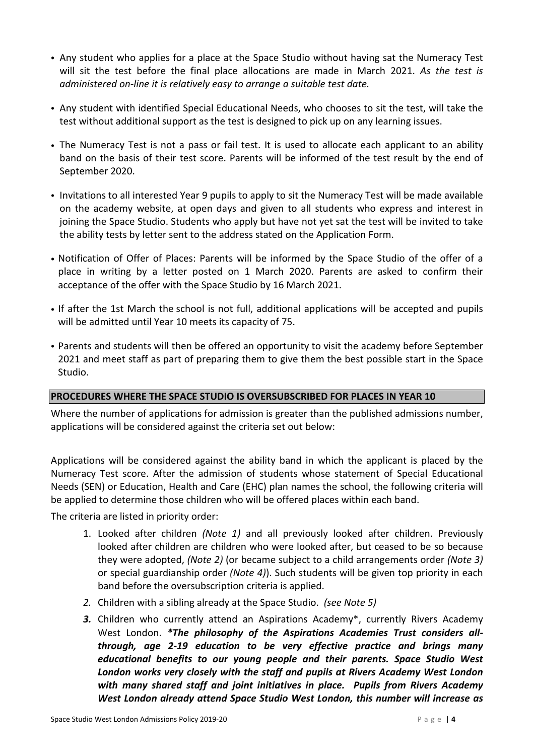- Any student who applies for a place at the Space Studio without having sat the Numeracy Test will sit the test before the final place allocations are made in March 2021. *As the test is administered on-line it is relatively easy to arrange a suitable test date.*

- Any student with identified Special Educational Needs, who chooses to sit the test, will take the test without additional support as the test is designed to pick up on any learning issues.

- The Numeracy Test is not a pass or fail test. It is used to allocate each applicant to an ability band on the basis of their test score. Parents will be informed of the test result by the end of September 2020.

- Invitations to all interested Year 9 pupils to apply to sit the Numeracy Test will be made available on the academy website, at open days and given to all students who express and interest in joining the Space Studio. Students who apply but have not yet sat the test will be invited to take the ability tests by letter sent to the address stated on the Application Form.

- Notification of Offer of Places: Parents will be informed by the Space Studio of the offer of a place in writing by a letter posted on 1 March 2020. Parents are asked to confirm their acceptance of the offer with the Space Studio by 16 March 2021.

- If after the 1st March the school is not full, additional applications will be accepted and pupils will be admitted until Year 10 meets its capacity of 75.

- Parents and students will then be offered an opportunity to visit the academy before September 2021 and meet staff as part of preparing them to give them the best possible start in the Space Studio.

## PROCEDURES WHERE THE SPACE STUDIO IS OVERSUBSCRIBED FOR PLACES IN YEAR 10

Where the number of applications for admission is greater than the published admissions number, applications will be considered against the criteria set out below:

Applications will be considered against the ability band in which the applicant is placed by the Numeracy Test score. After the admission of students whose statement of Special Educational Needs (SEN) or Education, Health and Care (EHC) plan names the school, the following criteria will be applied to determine those children who will be offered places within each band.

The criteria are listed in priority order:

1. Looked after children *(Note 1)* and all previously looked after children. Previously looked after children are children who were looked after, but ceased to be so because they were adopted, *(Note 2)* (or became subject to a child arrangements order *(Note 3)* or special guardianship order *(Note 4)*). Such students will be given top priority in each band before the oversubscription criteria is applied.
2. Children with a sibling already at the Space Studio. *(see Note 5)*
3. Children who currently attend an Aspirations Academy\*, currently Rivers Academy West London. ***\*The philosophy of the Aspirations Academies Trust considers all-through, age 2-19 education to be very effective practice and brings many educational benefits to our young people and their parents. Space Studio West London works very closely with the staff and pupils at Rivers Academy West London with many shared staff and joint initiatives in place. Pupils from Rivers Academy West London already attend Space Studio West London, this number will increase as***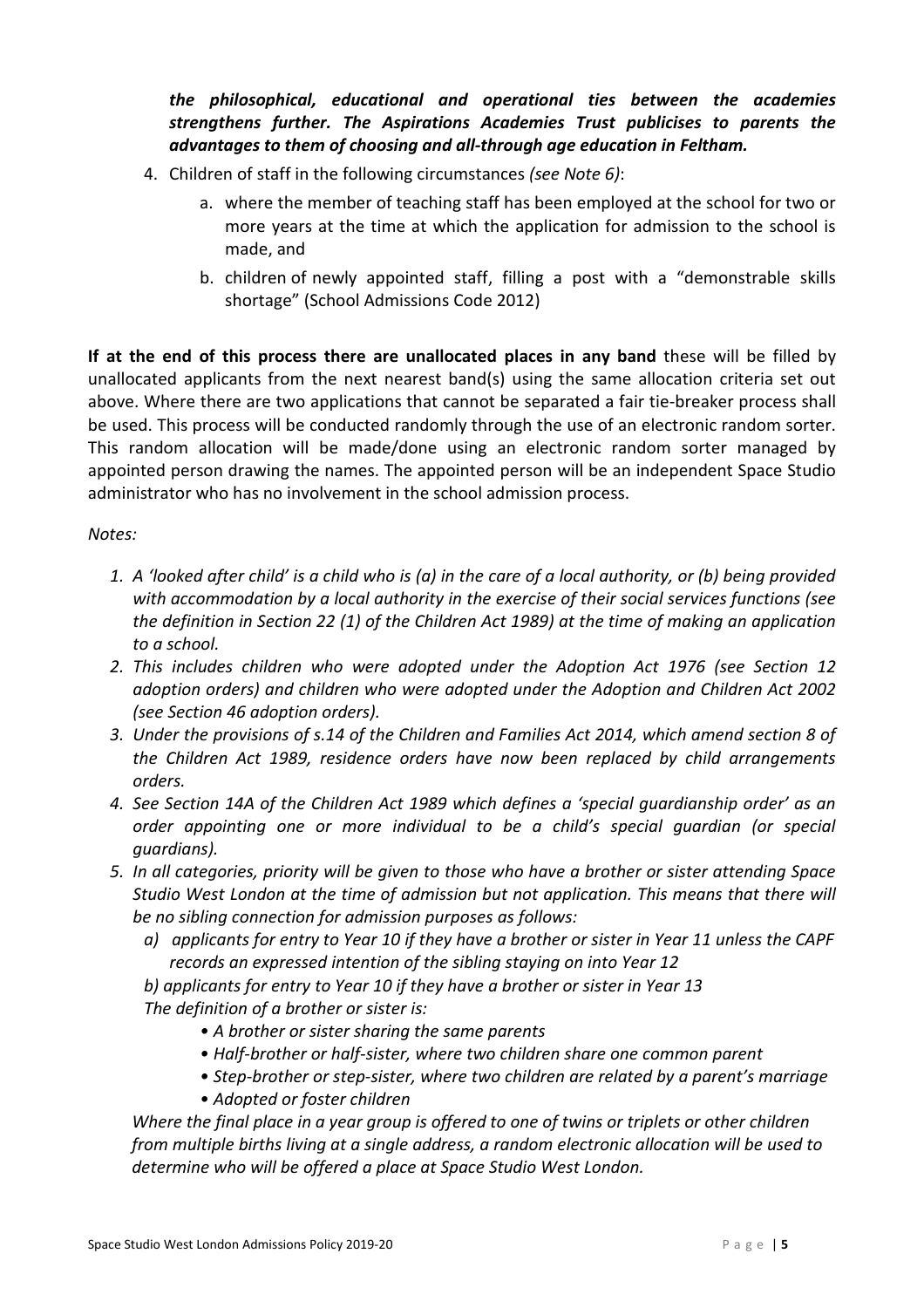***the philosophical, educational and operational ties between the academies strengthens further. The Aspirations Academies Trust publicises to parents the advantages to them of choosing and all-through age education in Feltham.***

4. Children of staff in the following circumstances *(see Note 6)*:
    a. where the member of teaching staff has been employed at the school for two or more years at the time at which the application for admission to the school is made, and
    b. children of newly appointed staff, filling a post with a "demonstrable skills shortage" (School Admissions Code 2012)

**If at the end of this process there are unallocated places in any band** these will be filled by unallocated applicants from the next nearest band(s) using the same allocation criteria set out above. Where there are two applications that cannot be separated a fair tie-breaker process shall be used. This process will be conducted randomly through the use of an electronic random sorter. This random allocation will be made/done using an electronic random sorter managed by appointed person drawing the names. The appointed person will be an independent Space Studio administrator who has no involvement in the school admission process.

*Notes:*

1. *A 'looked after child' is a child who is (a) in the care of a local authority, or (b) being provided with accommodation by a local authority in the exercise of their social services functions (see the definition in Section 22 (1) of the Children Act 1989) at the time of making an application to a school.*
2. *This includes children who were adopted under the Adoption Act 1976 (see Section 12 adoption orders) and children who were adopted under the Adoption and Children Act 2002 (see Section 46 adoption orders).*
3. *Under the provisions of s.14 of the Children and Families Act 2014, which amend section 8 of the Children Act 1989, residence orders have now been replaced by child arrangements orders.*
4. *See Section 14A of the Children Act 1989 which defines a 'special guardianship order' as an order appointing one or more individual to be a child's special guardian (or special guardians).*
5. *In all categories, priority will be given to those who have a brother or sister attending Space Studio West London at the time of admission but not application. This means that there will be no sibling connection for admission purposes as follows:*
    *a) applicants for entry to Year 10 if they have a brother or sister in Year 11 unless the CAPF records an expressed intention of the sibling staying on into Year 12*
    *b) applicants for entry to Year 10 if they have a brother or sister in Year 13*
    
    *The definition of a brother or sister is:*
    - *A brother or sister sharing the same parents*
    - *Half-brother or half-sister, where two children share one common parent*
    - *Step-brother or step-sister, where two children are related by a parent's marriage*
    - *Adopted or foster children*

    *Where the final place in a year group is offered to one of twins or triplets or other children from multiple births living at a single address, a random electronic allocation will be used to determine who will be offered a place at Space Studio West London.*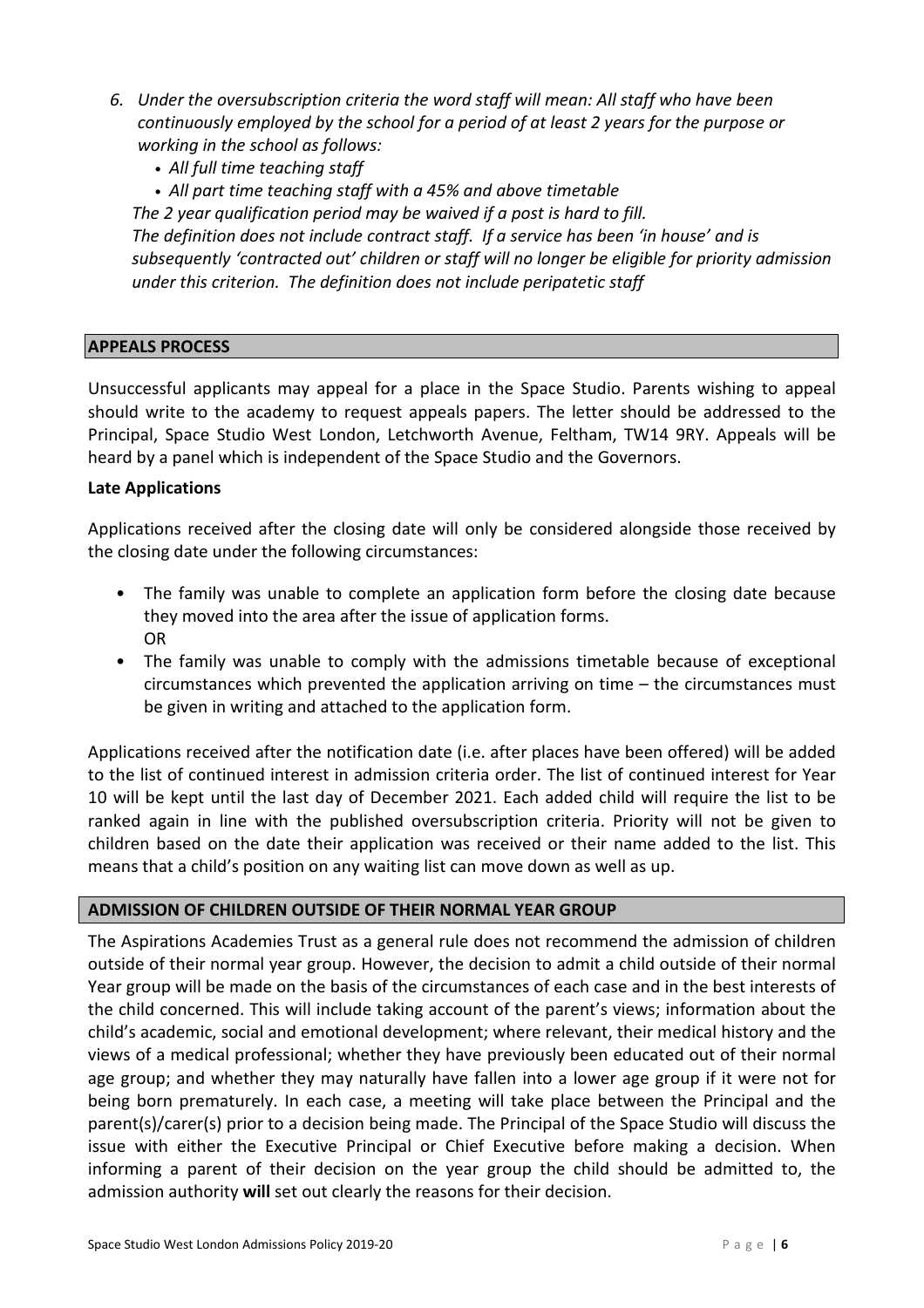6. *Under the oversubscription criteria the word staff will mean: All staff who have been continuously employed by the school for a period of at least 2 years for the purpose or working in the school as follows:*
   - *All full time teaching staff*
   - *All part time teaching staff with a 45% and above timetable*

   *The 2 year qualification period may be waived if a post is hard to fill.*
   *The definition does not include contract staff. If a service has been 'in house' and is subsequently 'contracted out' children or staff will no longer be eligible for priority admission under this criterion. The definition does not include peripatetic staff*

## APPEALS PROCESS

Unsuccessful applicants may appeal for a place in the Space Studio. Parents wishing to appeal should write to the academy to request appeals papers. The letter should be addressed to the Principal, Space Studio West London, Letchworth Avenue, Feltham, TW14 9RY. Appeals will be heard by a panel which is independent of the Space Studio and the Governors.

**Late Applications**

Applications received after the closing date will only be considered alongside those received by the closing date under the following circumstances:

- The family was unable to complete an application form before the closing date because they moved into the area after the issue of application forms.
  OR
- The family was unable to comply with the admissions timetable because of exceptional circumstances which prevented the application arriving on time – the circumstances must be given in writing and attached to the application form.

Applications received after the notification date (i.e. after places have been offered) will be added to the list of continued interest in admission criteria order. The list of continued interest for Year 10 will be kept until the last day of December 2021. Each added child will require the list to be ranked again in line with the published oversubscription criteria. Priority will not be given to children based on the date their application was received or their name added to the list. This means that a child's position on any waiting list can move down as well as up.

## ADMISSION OF CHILDREN OUTSIDE OF THEIR NORMAL YEAR GROUP

The Aspirations Academies Trust as a general rule does not recommend the admission of children outside of their normal year group. However, the decision to admit a child outside of their normal Year group will be made on the basis of the circumstances of each case and in the best interests of the child concerned. This will include taking account of the parent's views; information about the child's academic, social and emotional development; where relevant, their medical history and the views of a medical professional; whether they have previously been educated out of their normal age group; and whether they may naturally have fallen into a lower age group if it were not for being born prematurely. In each case, a meeting will take place between the Principal and the parent(s)/carer(s) prior to a decision being made. The Principal of the Space Studio will discuss the issue with either the Executive Principal or Chief Executive before making a decision. When informing a parent of their decision on the year group the child should be admitted to, the admission authority **will** set out clearly the reasons for their decision.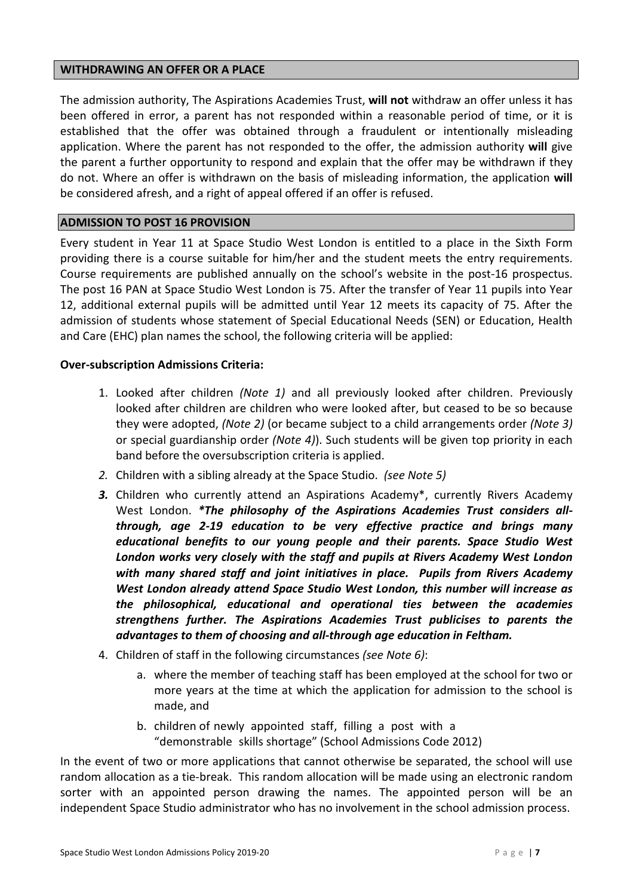## WITHDRAWING AN OFFER OR A PLACE

The admission authority, The Aspirations Academies Trust, **will not** withdraw an offer unless it has been offered in error, a parent has not responded within a reasonable period of time, or it is established that the offer was obtained through a fraudulent or intentionally misleading application. Where the parent has not responded to the offer, the admission authority **will** give the parent a further opportunity to respond and explain that the offer may be withdrawn if they do not. Where an offer is withdrawn on the basis of misleading information, the application **will** be considered afresh, and a right of appeal offered if an offer is refused.

## ADMISSION TO POST 16 PROVISION

Every student in Year 11 at Space Studio West London is entitled to a place in the Sixth Form providing there is a course suitable for him/her and the student meets the entry requirements. Course requirements are published annually on the school's website in the post-16 prospectus. The post 16 PAN at Space Studio West London is 75. After the transfer of Year 11 pupils into Year 12, additional external pupils will be admitted until Year 12 meets its capacity of 75. After the admission of students whose statement of Special Educational Needs (SEN) or Education, Health and Care (EHC) plan names the school, the following criteria will be applied:

**Over-subscription Admissions Criteria:**

1. Looked after children *(Note 1)* and all previously looked after children. Previously looked after children are children who were looked after, but ceased to be so because they were adopted, *(Note 2)* (or became subject to a child arrangements order *(Note 3)* or special guardianship order *(Note 4)*). Such students will be given top priority in each band before the oversubscription criteria is applied.
2. Children with a sibling already at the Space Studio. *(see Note 5)*
3. Children who currently attend an Aspirations Academy\*, currently Rivers Academy West London. ***\*The philosophy of the Aspirations Academies Trust considers all-through, age 2-19 education to be very effective practice and brings many educational benefits to our young people and their parents. Space Studio West London works very closely with the staff and pupils at Rivers Academy West London with many shared staff and joint initiatives in place. Pupils from Rivers Academy West London already attend Space Studio West London, this number will increase as the philosophical, educational and operational ties between the academies strengthens further. The Aspirations Academies Trust publicises to parents the advantages to them of choosing and all-through age education in Feltham.***
4. Children of staff in the following circumstances *(see Note 6)*:
   a. where the member of teaching staff has been employed at the school for two or more years at the time at which the application for admission to the school is made, and
   b. children of newly appointed staff, filling a post with a "demonstrable skills shortage" (School Admissions Code 2012)

In the event of two or more applications that cannot otherwise be separated, the school will use random allocation as a tie-break. This random allocation will be made using an electronic random sorter with an appointed person drawing the names. The appointed person will be an independent Space Studio administrator who has no involvement in the school admission process.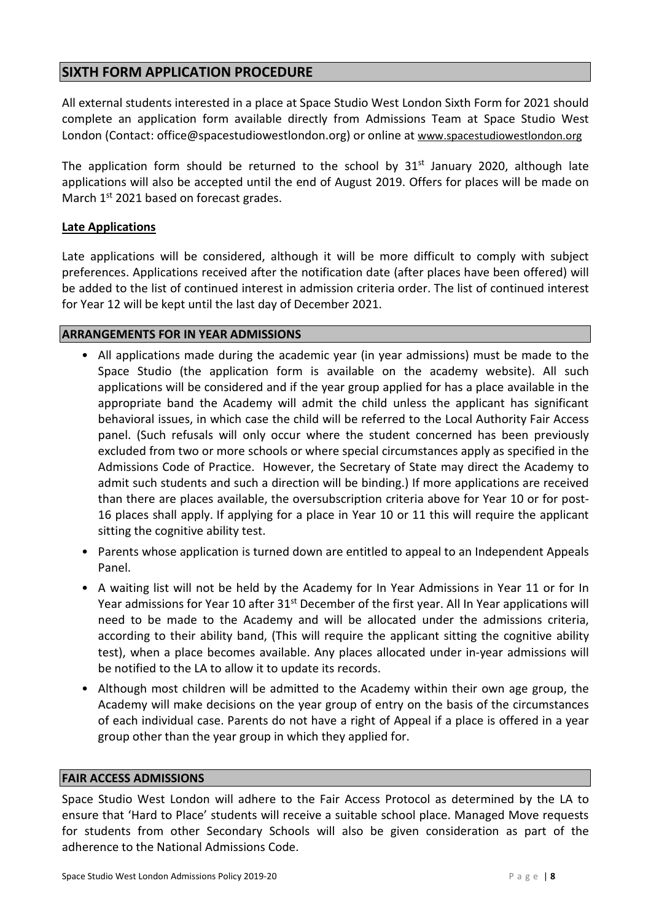## SIXTH FORM APPLICATION PROCEDURE

All external students interested in a place at Space Studio West London Sixth Form for 2021 should complete an application form available directly from Admissions Team at Space Studio West London (Contact: office@spacestudiowestlondon.org) or online at www.spacestudiowestlondon.org

The application form should be returned to the school by 31st January 2020, although late applications will also be accepted until the end of August 2019. Offers for places will be made on March 1st 2021 based on forecast grades.

**Late Applications**

Late applications will be considered, although it will be more difficult to comply with subject preferences. Applications received after the notification date (after places have been offered) will be added to the list of continued interest in admission criteria order. The list of continued interest for Year 12 will be kept until the last day of December 2021.

## ARRANGEMENTS FOR IN YEAR ADMISSIONS

- All applications made during the academic year (in year admissions) must be made to the Space Studio (the application form is available on the academy website). All such applications will be considered and if the year group applied for has a place available in the appropriate band the Academy will admit the child unless the applicant has significant behavioral issues, in which case the child will be referred to the Local Authority Fair Access panel. (Such refusals will only occur where the student concerned has been previously excluded from two or more schools or where special circumstances apply as specified in the Admissions Code of Practice. However, the Secretary of State may direct the Academy to admit such students and such a direction will be binding.) If more applications are received than there are places available, the oversubscription criteria above for Year 10 or for post-16 places shall apply. If applying for a place in Year 10 or 11 this will require the applicant sitting the cognitive ability test.
- Parents whose application is turned down are entitled to appeal to an Independent Appeals Panel.
- A waiting list will not be held by the Academy for In Year Admissions in Year 11 or for In Year admissions for Year 10 after 31st December of the first year. All In Year applications will need to be made to the Academy and will be allocated under the admissions criteria, according to their ability band, (This will require the applicant sitting the cognitive ability test), when a place becomes available. Any places allocated under in-year admissions will be notified to the LA to allow it to update its records.
- Although most children will be admitted to the Academy within their own age group, the Academy will make decisions on the year group of entry on the basis of the circumstances of each individual case. Parents do not have a right of Appeal if a place is offered in a year group other than the year group in which they applied for.

## FAIR ACCESS ADMISSIONS

Space Studio West London will adhere to the Fair Access Protocol as determined by the LA to ensure that 'Hard to Place' students will receive a suitable school place. Managed Move requests for students from other Secondary Schools will also be given consideration as part of the adherence to the National Admissions Code.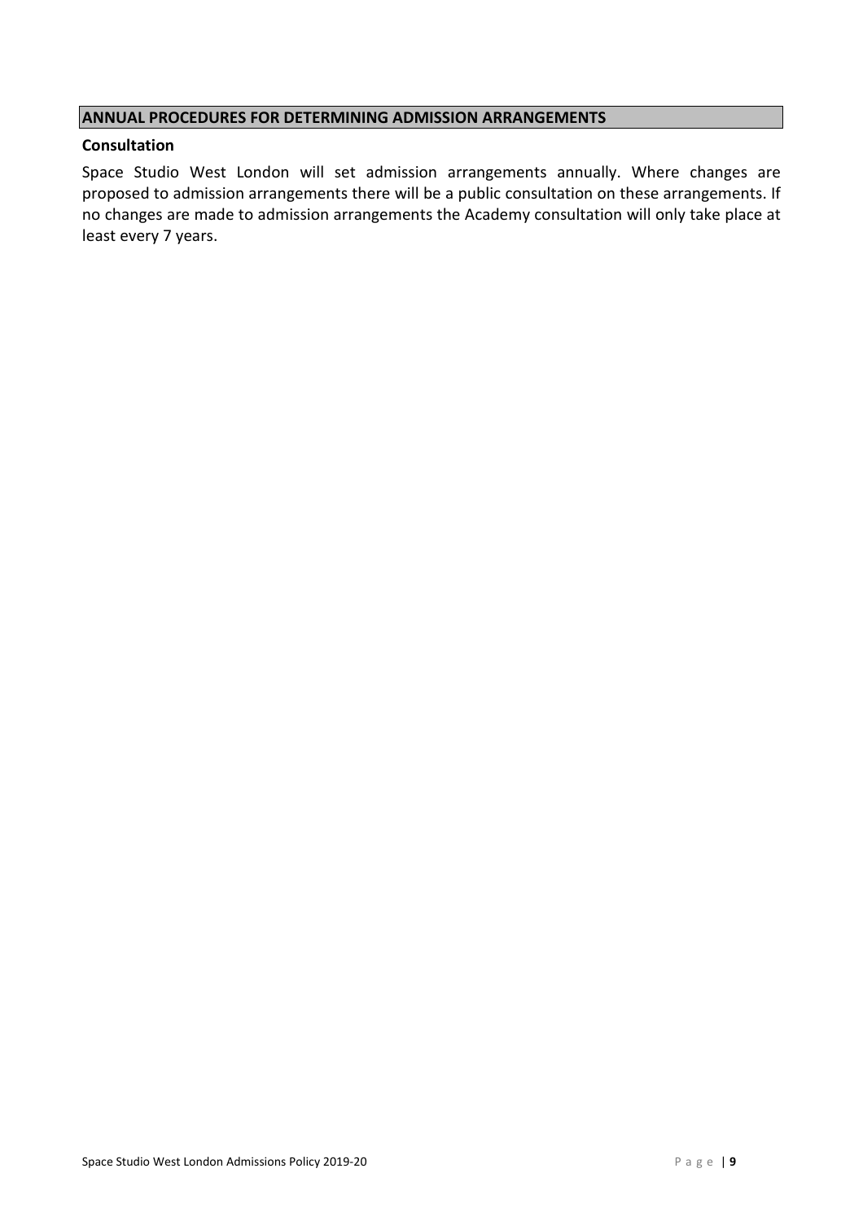## ANNUAL PROCEDURES FOR DETERMINING ADMISSION ARRANGEMENTS

### Consultation

Space Studio West London will set admission arrangements annually. Where changes are proposed to admission arrangements there will be a public consultation on these arrangements. If no changes are made to admission arrangements the Academy consultation will only take place at least every 7 years.